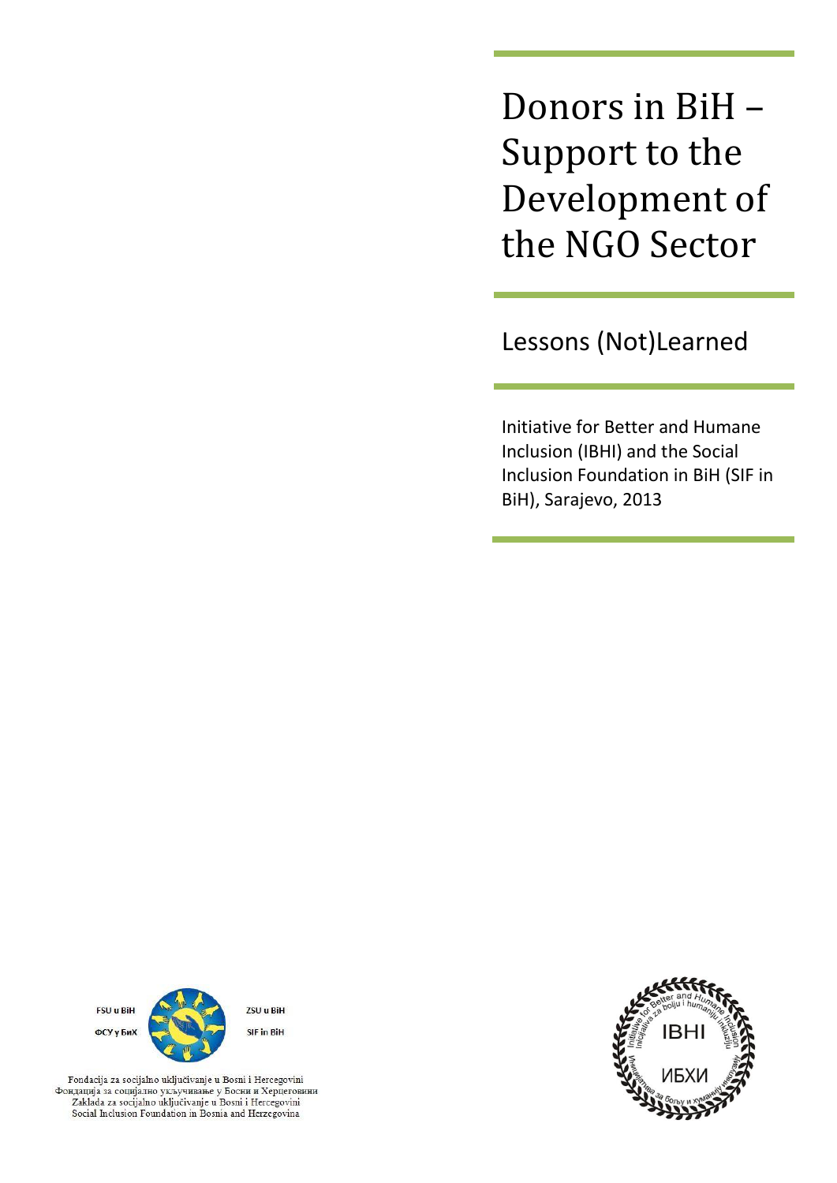# Donors in BiH – Support to the Development of the NGO Sector

## Lessons (Not)Learned

Initiative for Better and Humane Inclusion (IBHI) and the Social Inclusion Foundation in BiH (SIF in BiH), Sarajevo, 2013

FSU u BiH
ФСУ у БиХ
ZSU u BiH
SIF in BiH

Fondacija za socijalno uključivanje u Bosni i Hercegovini
Фондација за социјално укључивање у Босни и Херцеговини
Zaklada za socijalno uključivanje u Bosni i Hercegovini
Social Inclusion Foundation in Bosnia and Herzegovina

Initiative for Better and Humane Inclusion
Inicijativa za bolju i humaniju inkluziju
IBHI
ИБХИ
Иницијатива за бољу и хуманију инклузију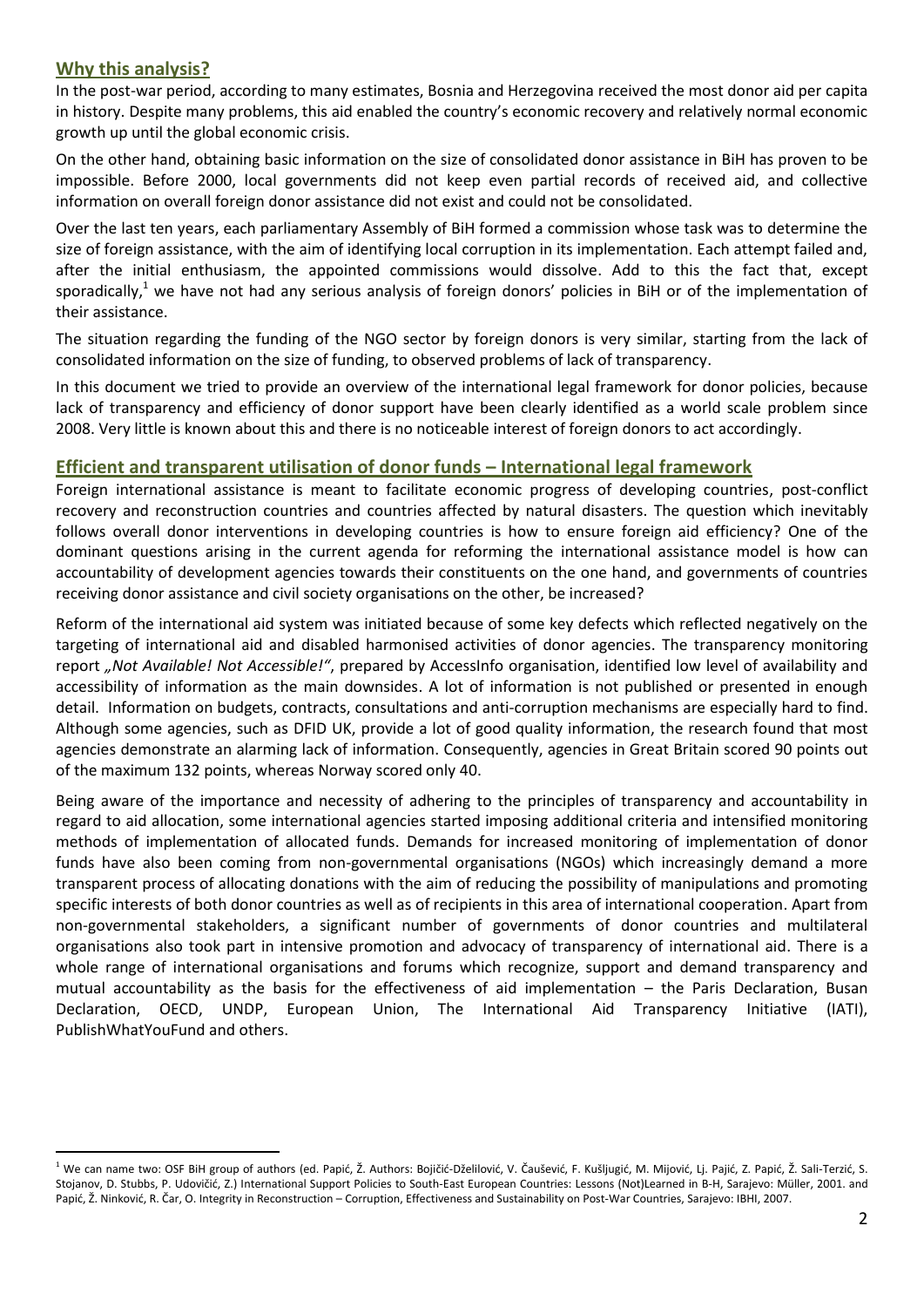## Why this analysis?

In the post-war period, according to many estimates, Bosnia and Herzegovina received the most donor aid per capita in history. Despite many problems, this aid enabled the country's economic recovery and relatively normal economic growth up until the global economic crisis.

On the other hand, obtaining basic information on the size of consolidated donor assistance in BiH has proven to be impossible. Before 2000, local governments did not keep even partial records of received aid, and collective information on overall foreign donor assistance did not exist and could not be consolidated.

Over the last ten years, each parliamentary Assembly of BiH formed a commission whose task was to determine the size of foreign assistance, with the aim of identifying local corruption in its implementation. Each attempt failed and, after the initial enthusiasm, the appointed commissions would dissolve. Add to this the fact that, except sporadically,[1] we have not had any serious analysis of foreign donors' policies in BiH or of the implementation of their assistance.

The situation regarding the funding of the NGO sector by foreign donors is very similar, starting from the lack of consolidated information on the size of funding, to observed problems of lack of transparency.

In this document we tried to provide an overview of the international legal framework for donor policies, because lack of transparency and efficiency of donor support have been clearly identified as a world scale problem since 2008. Very little is known about this and there is no noticeable interest of foreign donors to act accordingly.

## Efficient and transparent utilisation of donor funds – International legal framework

Foreign international assistance is meant to facilitate economic progress of developing countries, post-conflict recovery and reconstruction countries and countries affected by natural disasters. The question which inevitably follows overall donor interventions in developing countries is how to ensure foreign aid efficiency? One of the dominant questions arising in the current agenda for reforming the international assistance model is how can accountability of development agencies towards their constituents on the one hand, and governments of countries receiving donor assistance and civil society organisations on the other, be increased?

Reform of the international aid system was initiated because of some key defects which reflected negatively on the targeting of international aid and disabled harmonised activities of donor agencies. The transparency monitoring report *„Not Available! Not Accessible!"*, prepared by AccessInfo organisation, identified low level of availability and accessibility of information as the main downsides. A lot of information is not published or presented in enough detail. Information on budgets, contracts, consultations and anti-corruption mechanisms are especially hard to find. Although some agencies, such as DFID UK, provide a lot of good quality information, the research found that most agencies demonstrate an alarming lack of information. Consequently, agencies in Great Britain scored 90 points out of the maximum 132 points, whereas Norway scored only 40.

Being aware of the importance and necessity of adhering to the principles of transparency and accountability in regard to aid allocation, some international agencies started imposing additional criteria and intensified monitoring methods of implementation of allocated funds. Demands for increased monitoring of implementation of donor funds have also been coming from non-governmental organisations (NGOs) which increasingly demand a more transparent process of allocating donations with the aim of reducing the possibility of manipulations and promoting specific interests of both donor countries as well as of recipients in this area of international cooperation. Apart from non-governmental stakeholders, a significant number of governments of donor countries and multilateral organisations also took part in intensive promotion and advocacy of transparency of international aid. There is a whole range of international organisations and forums which recognize, support and demand transparency and mutual accountability as the basis for the effectiveness of aid implementation – the Paris Declaration, Busan Declaration, OECD, UNDP, European Union, The International Aid Transparency Initiative (IATI), PublishWhatYouFund and others.

[1] We can name two: OSF BiH group of authors (ed. Papić, Ž. Authors: Bojičić-Dželilović, V. Čaušević, F. Kušljugić, M. Mijović, Lj. Pajić, Z. Papić, Ž. Sali-Terzić, S. Stojanov, D. Stubbs, P. Udovičić, Z.) International Support Policies to South-East European Countries: Lessons (Not)Learned in B-H, Sarajevo: Müller, 2001. and Papić, Ž. Ninković, R. Čar, O. Integrity in Reconstruction – Corruption, Effectiveness and Sustainability on Post-War Countries, Sarajevo: IBHI, 2007.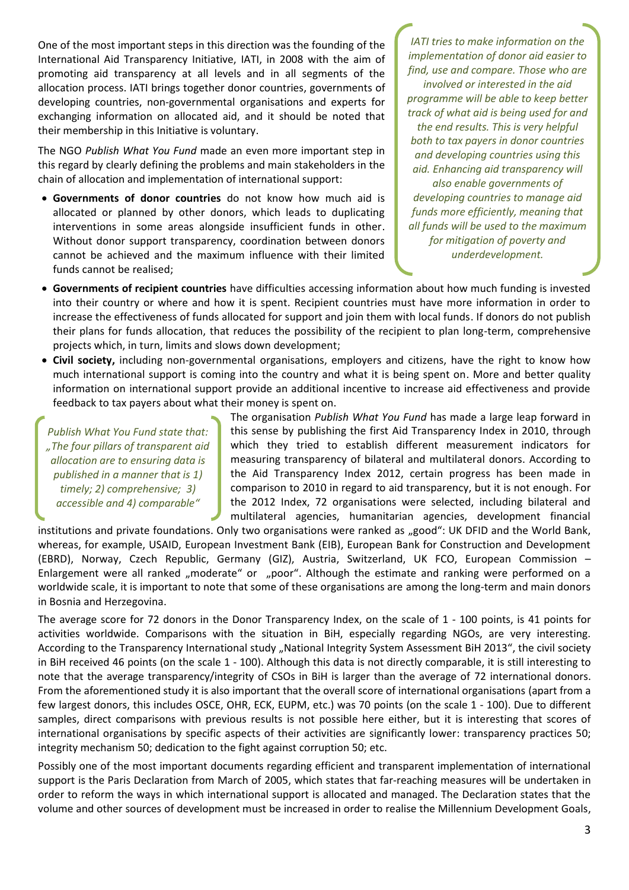One of the most important steps in this direction was the founding of the International Aid Transparency Initiative, IATI, in 2008 with the aim of promoting aid transparency at all levels and in all segments of the allocation process. IATI brings together donor countries, governments of developing countries, non-governmental organisations and experts for exchanging information on allocated aid, and it should be noted that their membership in this Initiative is voluntary.

*IATI tries to make information on the implementation of donor aid easier to find, use and compare. Those who are involved or interested in the aid programme will be able to keep better track of what aid is being used for and the end results. This is very helpful both to tax payers in donor countries and developing countries using this aid. Enhancing aid transparency will also enable governments of developing countries to manage aid funds more efficiently, meaning that all funds will be used to the maximum for mitigation of poverty and underdevelopment.*

The NGO *Publish What You Fund* made an even more important step in this regard by clearly defining the problems and main stakeholders in the chain of allocation and implementation of international support:

- **Governments of donor countries** do not know how much aid is allocated or planned by other donors, which leads to duplicating interventions in some areas alongside insufficient funds in other. Without donor support transparency, coordination between donors cannot be achieved and the maximum influence with their limited funds cannot be realised;
- **Governments of recipient countries** have difficulties accessing information about how much funding is invested into their country or where and how it is spent. Recipient countries must have more information in order to increase the effectiveness of funds allocated for support and join them with local funds. If donors do not publish their plans for funds allocation, that reduces the possibility of the recipient to plan long-term, comprehensive projects which, in turn, limits and slows down development;
- **Civil society,** including non-governmental organisations, employers and citizens, have the right to know how much international support is coming into the country and what it is being spent on. More and better quality information on international support provide an additional incentive to increase aid effectiveness and provide feedback to tax payers about what their money is spent on.

*Publish What You Fund state that: „The four pillars of transparent aid allocation are to ensuring data is published in a manner that is 1) timely; 2) comprehensive; 3) accessible and 4) comparable"*

The organisation *Publish What You Fund* has made a large leap forward in this sense by publishing the first Aid Transparency Index in 2010, through which they tried to establish different measurement indicators for measuring transparency of bilateral and multilateral donors. According to the Aid Transparency Index 2012, certain progress has been made in comparison to 2010 in regard to aid transparency, but it is not enough. For the 2012 Index, 72 organisations were selected, including bilateral and multilateral agencies, humanitarian agencies, development financial institutions and private foundations. Only two organisations were ranked as „good": UK DFID and the World Bank, whereas, for example, USAID, European Investment Bank (EIB), European Bank for Construction and Development (EBRD), Norway, Czech Republic, Germany (GIZ), Austria, Switzerland, UK FCO, European Commission – Enlargement were all ranked „moderate" or „poor". Although the estimate and ranking were performed on a worldwide scale, it is important to note that some of these organisations are among the long-term and main donors in Bosnia and Herzegovina.

The average score for 72 donors in the Donor Transparency Index, on the scale of 1 - 100 points, is 41 points for activities worldwide. Comparisons with the situation in BiH, especially regarding NGOs, are very interesting. According to the Transparency International study „National Integrity System Assessment BiH 2013", the civil society in BiH received 46 points (on the scale 1 - 100). Although this data is not directly comparable, it is still interesting to note that the average transparency/integrity of CSOs in BiH is larger than the average of 72 international donors. From the aforementioned study it is also important that the overall score of international organisations (apart from a few largest donors, this includes OSCE, OHR, ECK, EUPM, etc.) was 70 points (on the scale 1 - 100). Due to different samples, direct comparisons with previous results is not possible here either, but it is interesting that scores of international organisations by specific aspects of their activities are significantly lower: transparency practices 50; integrity mechanism 50; dedication to the fight against corruption 50; etc.

Possibly one of the most important documents regarding efficient and transparent implementation of international support is the Paris Declaration from March of 2005, which states that far-reaching measures will be undertaken in order to reform the ways in which international support is allocated and managed. The Declaration states that the volume and other sources of development must be increased in order to realise the Millennium Development Goals,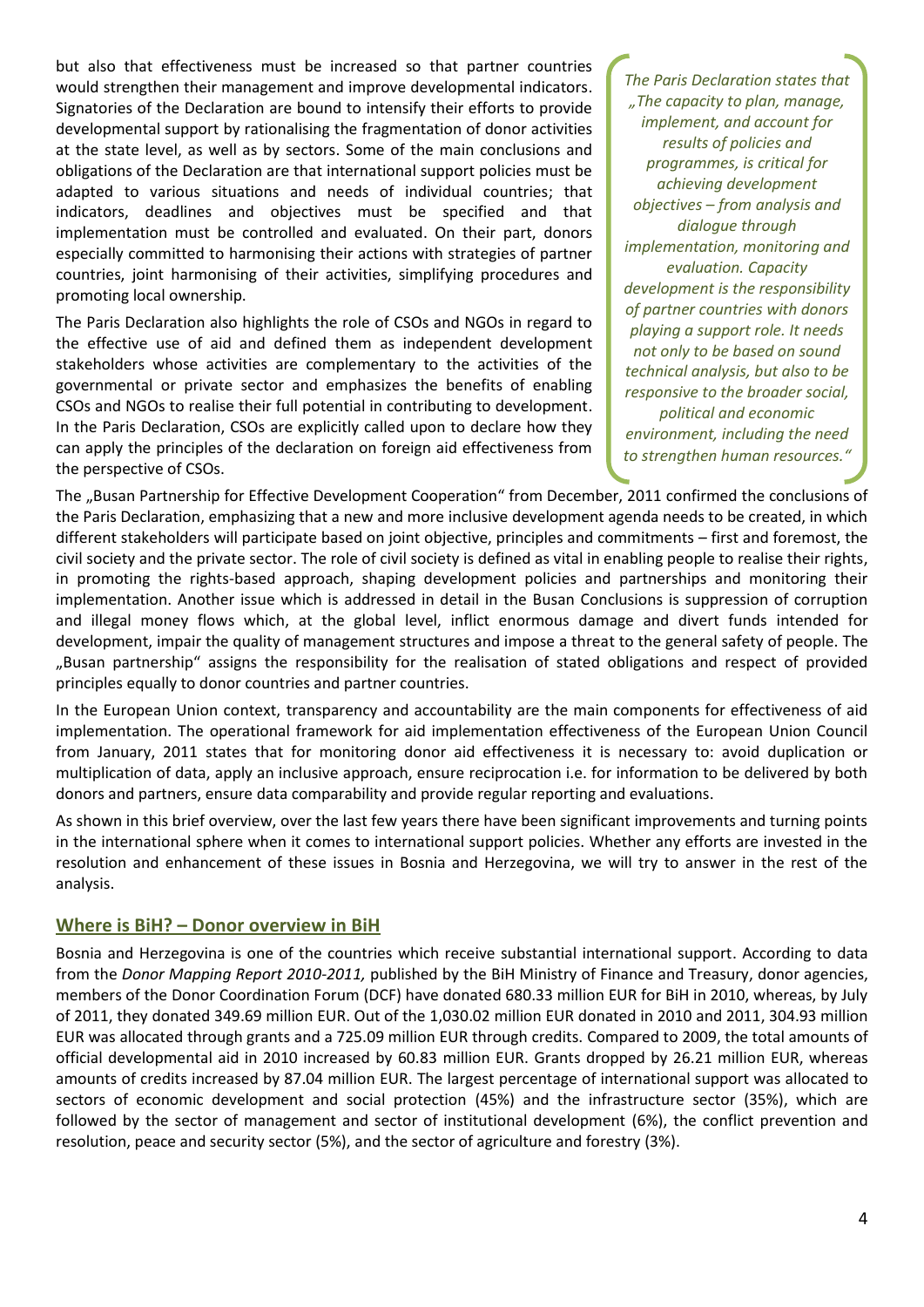but also that effectiveness must be increased so that partner countries would strengthen their management and improve developmental indicators. Signatories of the Declaration are bound to intensify their efforts to provide developmental support by rationalising the fragmentation of donor activities at the state level, as well as by sectors. Some of the main conclusions and obligations of the Declaration are that international support policies must be adapted to various situations and needs of individual countries; that indicators, deadlines and objectives must be specified and that implementation must be controlled and evaluated. On their part, donors especially committed to harmonising their actions with strategies of partner countries, joint harmonising of their activities, simplifying procedures and promoting local ownership.

The Paris Declaration also highlights the role of CSOs and NGOs in regard to the effective use of aid and defined them as independent development stakeholders whose activities are complementary to the activities of the governmental or private sector and emphasizes the benefits of enabling CSOs and NGOs to realise their full potential in contributing to development. In the Paris Declaration, CSOs are explicitly called upon to declare how they can apply the principles of the declaration on foreign aid effectiveness from the perspective of CSOs.

*The Paris Declaration states that „The capacity to plan, manage, implement, and account for results of policies and programmes, is critical for achieving development objectives – from analysis and dialogue through implementation, monitoring and evaluation. Capacity development is the responsibility of partner countries with donors playing a support role. It needs not only to be based on sound technical analysis, but also to be responsive to the broader social, political and economic environment, including the need to strengthen human resources."*

The „Busan Partnership for Effective Development Cooperation" from December, 2011 confirmed the conclusions of the Paris Declaration, emphasizing that a new and more inclusive development agenda needs to be created, in which different stakeholders will participate based on joint objective, principles and commitments – first and foremost, the civil society and the private sector. The role of civil society is defined as vital in enabling people to realise their rights, in promoting the rights-based approach, shaping development policies and partnerships and monitoring their implementation. Another issue which is addressed in detail in the Busan Conclusions is suppression of corruption and illegal money flows which, at the global level, inflict enormous damage and divert funds intended for development, impair the quality of management structures and impose a threat to the general safety of people. The „Busan partnership" assigns the responsibility for the realisation of stated obligations and respect of provided principles equally to donor countries and partner countries.

In the European Union context, transparency and accountability are the main components for effectiveness of aid implementation. The operational framework for aid implementation effectiveness of the European Union Council from January, 2011 states that for monitoring donor aid effectiveness it is necessary to: avoid duplication or multiplication of data, apply an inclusive approach, ensure reciprocation i.e. for information to be delivered by both donors and partners, ensure data comparability and provide regular reporting and evaluations.

As shown in this brief overview, over the last few years there have been significant improvements and turning points in the international sphere when it comes to international support policies. Whether any efforts are invested in the resolution and enhancement of these issues in Bosnia and Herzegovina, we will try to answer in the rest of the analysis.

## Where is BiH? – Donor overview in BiH

Bosnia and Herzegovina is one of the countries which receive substantial international support. According to data from the *Donor Mapping Report 2010-2011,* published by the BiH Ministry of Finance and Treasury, donor agencies, members of the Donor Coordination Forum (DCF) have donated 680.33 million EUR for BiH in 2010, whereas, by July of 2011, they donated 349.69 million EUR. Out of the 1,030.02 million EUR donated in 2010 and 2011, 304.93 million EUR was allocated through grants and a 725.09 million EUR through credits. Compared to 2009, the total amounts of official developmental aid in 2010 increased by 60.83 million EUR. Grants dropped by 26.21 million EUR, whereas amounts of credits increased by 87.04 million EUR. The largest percentage of international support was allocated to sectors of economic development and social protection (45%) and the infrastructure sector (35%), which are followed by the sector of management and sector of institutional development (6%), the conflict prevention and resolution, peace and security sector (5%), and the sector of agriculture and forestry (3%).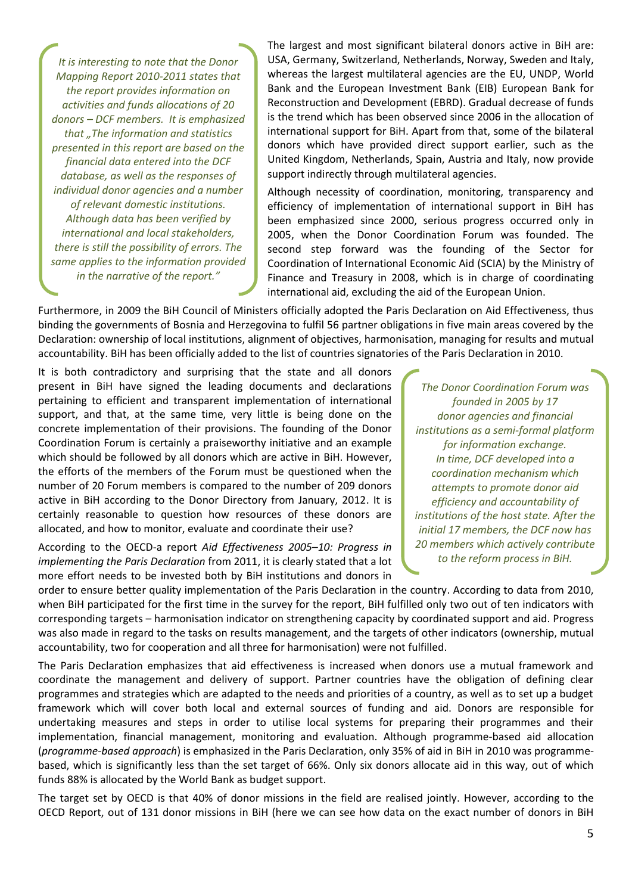*It is interesting to note that the Donor Mapping Report 2010-2011 states that the report provides information on activities and funds allocations of 20 donors – DCF members. It is emphasized that „The information and statistics presented in this report are based on the financial data entered into the DCF database, as well as the responses of individual donor agencies and a number of relevant domestic institutions. Although data has been verified by international and local stakeholders, there is still the possibility of errors. The same applies to the information provided in the narrative of the report."*

The largest and most significant bilateral donors active in BiH are: USA, Germany, Switzerland, Netherlands, Norway, Sweden and Italy, whereas the largest multilateral agencies are the EU, UNDP, World Bank and the European Investment Bank (EIB) European Bank for Reconstruction and Development (EBRD). Gradual decrease of funds is the trend which has been observed since 2006 in the allocation of international support for BiH. Apart from that, some of the bilateral donors which have provided direct support earlier, such as the United Kingdom, Netherlands, Spain, Austria and Italy, now provide support indirectly through multilateral agencies.

Although necessity of coordination, monitoring, transparency and efficiency of implementation of international support in BiH has been emphasized since 2000, serious progress occurred only in 2005, when the Donor Coordination Forum was founded. The second step forward was the founding of the Sector for Coordination of International Economic Aid (SCIA) by the Ministry of Finance and Treasury in 2008, which is in charge of coordinating international aid, excluding the aid of the European Union.

Furthermore, in 2009 the BiH Council of Ministers officially adopted the Paris Declaration on Aid Effectiveness, thus binding the governments of Bosnia and Herzegovina to fulfil 56 partner obligations in five main areas covered by the Declaration: ownership of local institutions, alignment of objectives, harmonisation, managing for results and mutual accountability. BiH has been officially added to the list of countries signatories of the Paris Declaration in 2010.

*The Donor Coordination Forum was founded in 2005 by 17 donor agencies and financial institutions as a semi-formal platform for information exchange. In time, DCF developed into a coordination mechanism which attempts to promote donor aid efficiency and accountability of institutions of the host state. After the initial 17 members, the DCF now has 20 members which actively contribute to the reform process in BiH.*

It is both contradictory and surprising that the state and all donors present in BiH have signed the leading documents and declarations pertaining to efficient and transparent implementation of international support, and that, at the same time, very little is being done on the concrete implementation of their provisions. The founding of the Donor Coordination Forum is certainly a praiseworthy initiative and an example which should be followed by all donors which are active in BiH. However, the efforts of the members of the Forum must be questioned when the number of 20 Forum members is compared to the number of 209 donors active in BiH according to the Donor Directory from January, 2012. It is certainly reasonable to question how resources of these donors are allocated, and how to monitor, evaluate and coordinate their use?

According to the OECD-a report *Aid Effectiveness 2005–10: Progress in implementing the Paris Declaration* from 2011, it is clearly stated that a lot more effort needs to be invested both by BiH institutions and donors in order to ensure better quality implementation of the Paris Declaration in the country. According to data from 2010, when BiH participated for the first time in the survey for the report, BiH fulfilled only two out of ten indicators with corresponding targets – harmonisation indicator on strengthening capacity by coordinated support and aid. Progress was also made in regard to the tasks on results management, and the targets of other indicators (ownership, mutual accountability, two for cooperation and all three for harmonisation) were not fulfilled.

The Paris Declaration emphasizes that aid effectiveness is increased when donors use a mutual framework and coordinate the management and delivery of support. Partner countries have the obligation of defining clear programmes and strategies which are adapted to the needs and priorities of a country, as well as to set up a budget framework which will cover both local and external sources of funding and aid. Donors are responsible for undertaking measures and steps in order to utilise local systems for preparing their programmes and their implementation, financial management, monitoring and evaluation. Although programme-based aid allocation (*programme-based approach*) is emphasized in the Paris Declaration, only 35% of aid in BiH in 2010 was programme-based, which is significantly less than the set target of 66%. Only six donors allocate aid in this way, out of which funds 88% is allocated by the World Bank as budget support.

The target set by OECD is that 40% of donor missions in the field are realised jointly. However, according to the OECD Report, out of 131 donor missions in BiH (here we can see how data on the exact number of donors in BiH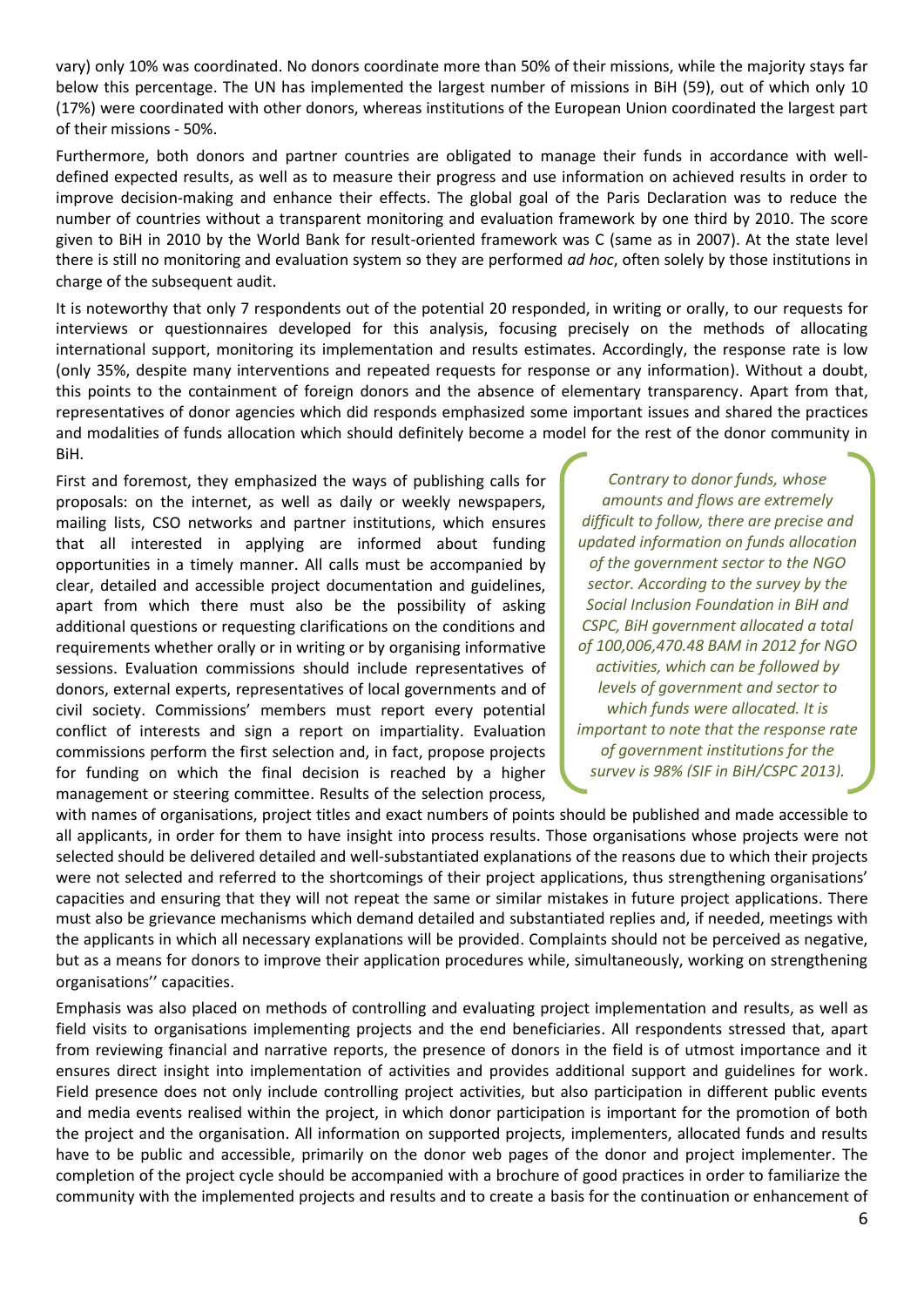vary) only 10% was coordinated. No donors coordinate more than 50% of their missions, while the majority stays far below this percentage. The UN has implemented the largest number of missions in BiH (59), out of which only 10 (17%) were coordinated with other donors, whereas institutions of the European Union coordinated the largest part of their missions - 50%.

Furthermore, both donors and partner countries are obligated to manage their funds in accordance with well-defined expected results, as well as to measure their progress and use information on achieved results in order to improve decision-making and enhance their effects. The global goal of the Paris Declaration was to reduce the number of countries without a transparent monitoring and evaluation framework by one third by 2010. The score given to BiH in 2010 by the World Bank for result-oriented framework was C (same as in 2007). At the state level there is still no monitoring and evaluation system so they are performed *ad hoc*, often solely by those institutions in charge of the subsequent audit.

It is noteworthy that only 7 respondents out of the potential 20 responded, in writing or orally, to our requests for interviews or questionnaires developed for this analysis, focusing precisely on the methods of allocating international support, monitoring its implementation and results estimates. Accordingly, the response rate is low (only 35%, despite many interventions and repeated requests for response or any information). Without a doubt, this points to the containment of foreign donors and the absence of elementary transparency. Apart from that, representatives of donor agencies which did responds emphasized some important issues and shared the practices and modalities of funds allocation which should definitely become a model for the rest of the donor community in BiH.

First and foremost, they emphasized the ways of publishing calls for proposals: on the internet, as well as daily or weekly newspapers, mailing lists, CSO networks and partner institutions, which ensures that all interested in applying are informed about funding opportunities in a timely manner. All calls must be accompanied by clear, detailed and accessible project documentation and guidelines, apart from which there must also be the possibility of asking additional questions or requesting clarifications on the conditions and requirements whether orally or in writing or by organising informative sessions. Evaluation commissions should include representatives of donors, external experts, representatives of local governments and of civil society. Commissions' members must report every potential conflict of interests and sign a report on impartiality. Evaluation commissions perform the first selection and, in fact, propose projects for funding on which the final decision is reached by a higher management or steering committee. Results of the selection process, with names of organisations, project titles and exact numbers of points should be published and made accessible to all applicants, in order for them to have insight into process results. Those organisations whose projects were not selected should be delivered detailed and well-substantiated explanations of the reasons due to which their projects were not selected and referred to the shortcomings of their project applications, thus strengthening organisations' capacities and ensuring that they will not repeat the same or similar mistakes in future project applications. There must also be grievance mechanisms which demand detailed and substantiated replies and, if needed, meetings with the applicants in which all necessary explanations will be provided. Complaints should not be perceived as negative, but as a means for donors to improve their application procedures while, simultaneously, working on strengthening organisations'' capacities.

*Contrary to donor funds, whose amounts and flows are extremely difficult to follow, there are precise and updated information on funds allocation of the government sector to the NGO sector. According to the survey by the Social Inclusion Foundation in BiH and CSPC, BiH government allocated a total of 100,006,470.48 BAM in 2012 for NGO activities, which can be followed by levels of government and sector to which funds were allocated. It is important to note that the response rate of government institutions for the survey is 98% (SIF in BiH/CSPC 2013).*

Emphasis was also placed on methods of controlling and evaluating project implementation and results, as well as field visits to organisations implementing projects and the end beneficiaries. All respondents stressed that, apart from reviewing financial and narrative reports, the presence of donors in the field is of utmost importance and it ensures direct insight into implementation of activities and provides additional support and guidelines for work. Field presence does not only include controlling project activities, but also participation in different public events and media events realised within the project, in which donor participation is important for the promotion of both the project and the organisation. All information on supported projects, implementers, allocated funds and results have to be public and accessible, primarily on the donor web pages of the donor and project implementer. The completion of the project cycle should be accompanied with a brochure of good practices in order to familiarize the community with the implemented projects and results and to create a basis for the continuation or enhancement of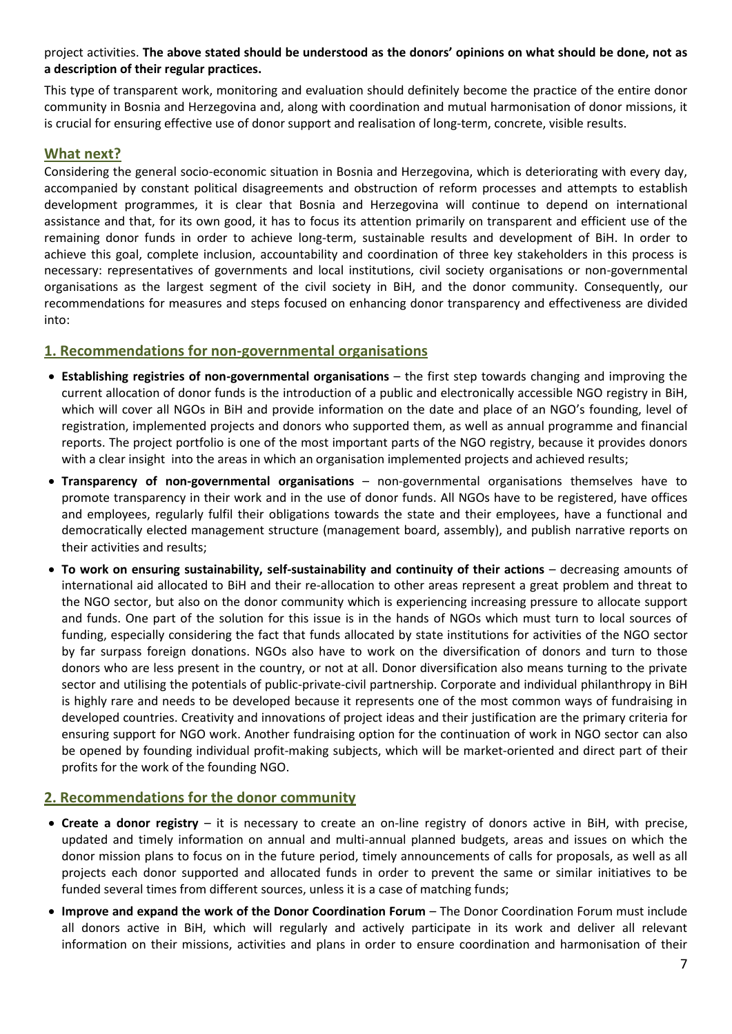project activities. **The above stated should be understood as the donors' opinions on what should be done, not as a description of their regular practices.**

This type of transparent work, monitoring and evaluation should definitely become the practice of the entire donor community in Bosnia and Herzegovina and, along with coordination and mutual harmonisation of donor missions, it is crucial for ensuring effective use of donor support and realisation of long-term, concrete, visible results.

## What next?

Considering the general socio-economic situation in Bosnia and Herzegovina, which is deteriorating with every day, accompanied by constant political disagreements and obstruction of reform processes and attempts to establish development programmes, it is clear that Bosnia and Herzegovina will continue to depend on international assistance and that, for its own good, it has to focus its attention primarily on transparent and efficient use of the remaining donor funds in order to achieve long-term, sustainable results and development of BiH. In order to achieve this goal, complete inclusion, accountability and coordination of three key stakeholders in this process is necessary: representatives of governments and local institutions, civil society organisations or non-governmental organisations as the largest segment of the civil society in BiH, and the donor community. Consequently, our recommendations for measures and steps focused on enhancing donor transparency and effectiveness are divided into:

### 1. Recommendations for non-governmental organisations

- **Establishing registries of non-governmental organisations** – the first step towards changing and improving the current allocation of donor funds is the introduction of a public and electronically accessible NGO registry in BiH, which will cover all NGOs in BiH and provide information on the date and place of an NGO's founding, level of registration, implemented projects and donors who supported them, as well as annual programme and financial reports. The project portfolio is one of the most important parts of the NGO registry, because it provides donors with a clear insight into the areas in which an organisation implemented projects and achieved results;
- **Transparency of non-governmental organisations** – non-governmental organisations themselves have to promote transparency in their work and in the use of donor funds. All NGOs have to be registered, have offices and employees, regularly fulfil their obligations towards the state and their employees, have a functional and democratically elected management structure (management board, assembly), and publish narrative reports on their activities and results;
- **To work on ensuring sustainability, self-sustainability and continuity of their actions** – decreasing amounts of international aid allocated to BiH and their re-allocation to other areas represent a great problem and threat to the NGO sector, but also on the donor community which is experiencing increasing pressure to allocate support and funds. One part of the solution for this issue is in the hands of NGOs which must turn to local sources of funding, especially considering the fact that funds allocated by state institutions for activities of the NGO sector by far surpass foreign donations. NGOs also have to work on the diversification of donors and turn to those donors who are less present in the country, or not at all. Donor diversification also means turning to the private sector and utilising the potentials of public-private-civil partnership. Corporate and individual philanthropy in BiH is highly rare and needs to be developed because it represents one of the most common ways of fundraising in developed countries. Creativity and innovations of project ideas and their justification are the primary criteria for ensuring support for NGO work. Another fundraising option for the continuation of work in NGO sector can also be opened by founding individual profit-making subjects, which will be market-oriented and direct part of their profits for the work of the founding NGO.

### 2. Recommendations for the donor community

- **Create a donor registry** – it is necessary to create an on-line registry of donors active in BiH, with precise, updated and timely information on annual and multi-annual planned budgets, areas and issues on which the donor mission plans to focus on in the future period, timely announcements of calls for proposals, as well as all projects each donor supported and allocated funds in order to prevent the same or similar initiatives to be funded several times from different sources, unless it is a case of matching funds;
- **Improve and expand the work of the Donor Coordination Forum** – The Donor Coordination Forum must include all donors active in BiH, which will regularly and actively participate in its work and deliver all relevant information on their missions, activities and plans in order to ensure coordination and harmonisation of their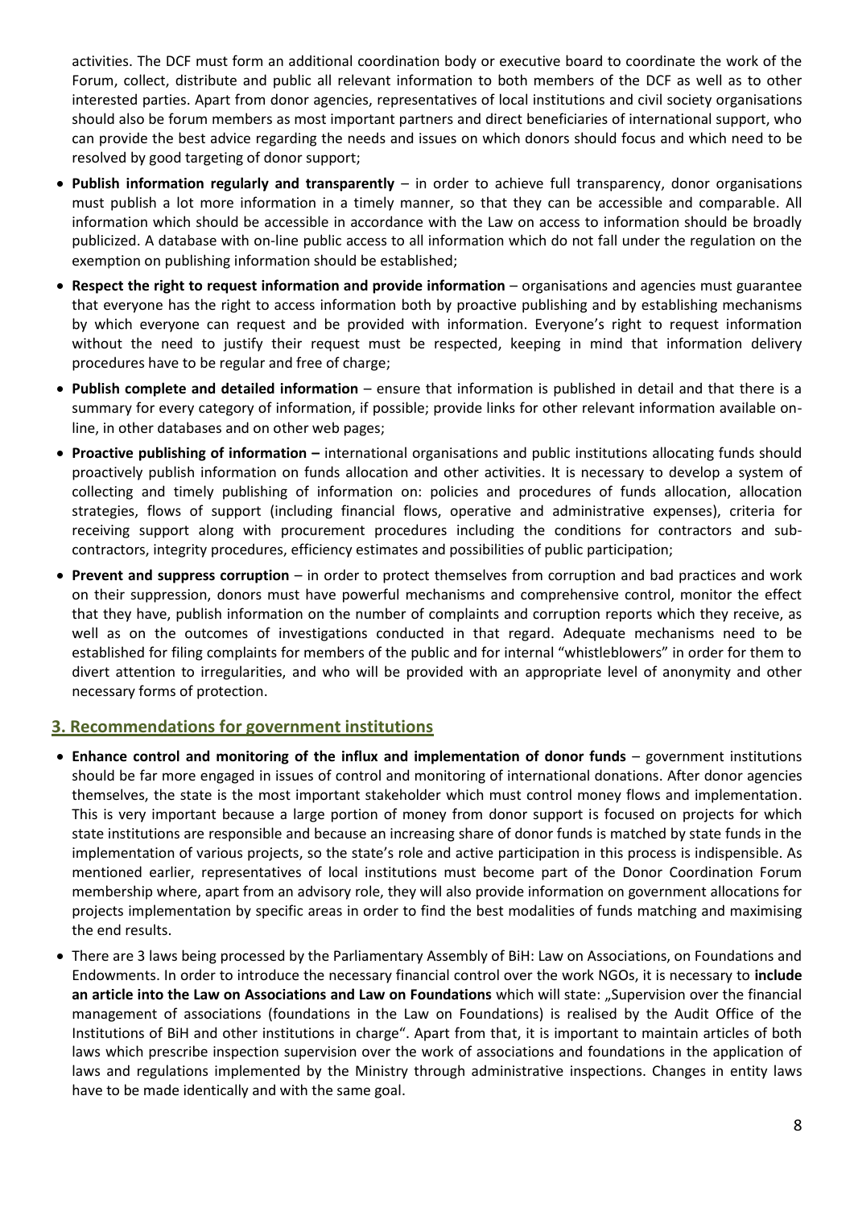activities. The DCF must form an additional coordination body or executive board to coordinate the work of the Forum, collect, distribute and public all relevant information to both members of the DCF as well as to other interested parties. Apart from donor agencies, representatives of local institutions and civil society organisations should also be forum members as most important partners and direct beneficiaries of international support, who can provide the best advice regarding the needs and issues on which donors should focus and which need to be resolved by good targeting of donor support;

- **Publish information regularly and transparently** – in order to achieve full transparency, donor organisations must publish a lot more information in a timely manner, so that they can be accessible and comparable. All information which should be accessible in accordance with the Law on access to information should be broadly publicized. A database with on-line public access to all information which do not fall under the regulation on the exemption on publishing information should be established;
- **Respect the right to request information and provide information** – organisations and agencies must guarantee that everyone has the right to access information both by proactive publishing and by establishing mechanisms by which everyone can request and be provided with information. Everyone's right to request information without the need to justify their request must be respected, keeping in mind that information delivery procedures have to be regular and free of charge;
- **Publish complete and detailed information** – ensure that information is published in detail and that there is a summary for every category of information, if possible; provide links for other relevant information available on-line, in other databases and on other web pages;
- **Proactive publishing of information –** international organisations and public institutions allocating funds should proactively publish information on funds allocation and other activities. It is necessary to develop a system of collecting and timely publishing of information on: policies and procedures of funds allocation, allocation strategies, flows of support (including financial flows, operative and administrative expenses), criteria for receiving support along with procurement procedures including the conditions for contractors and sub-contractors, integrity procedures, efficiency estimates and possibilities of public participation;
- **Prevent and suppress corruption** – in order to protect themselves from corruption and bad practices and work on their suppression, donors must have powerful mechanisms and comprehensive control, monitor the effect that they have, publish information on the number of complaints and corruption reports which they receive, as well as on the outcomes of investigations conducted in that regard. Adequate mechanisms need to be established for filing complaints for members of the public and for internal "whistleblowers" in order for them to divert attention to irregularities, and who will be provided with an appropriate level of anonymity and other necessary forms of protection.

## 3. Recommendations for government institutions

- **Enhance control and monitoring of the influx and implementation of donor funds** – government institutions should be far more engaged in issues of control and monitoring of international donations. After donor agencies themselves, the state is the most important stakeholder which must control money flows and implementation. This is very important because a large portion of money from donor support is focused on projects for which state institutions are responsible and because an increasing share of donor funds is matched by state funds in the implementation of various projects, so the state's role and active participation in this process is indispensible. As mentioned earlier, representatives of local institutions must become part of the Donor Coordination Forum membership where, apart from an advisory role, they will also provide information on government allocations for projects implementation by specific areas in order to find the best modalities of funds matching and maximising the end results.
- There are 3 laws being processed by the Parliamentary Assembly of BiH: Law on Associations, on Foundations and Endowments. In order to introduce the necessary financial control over the work NGOs, it is necessary to **include an article into the Law on Associations and Law on Foundations** which will state: „Supervision over the financial management of associations (foundations in the Law on Foundations) is realised by the Audit Office of the Institutions of BiH and other institutions in charge". Apart from that, it is important to maintain articles of both laws which prescribe inspection supervision over the work of associations and foundations in the application of laws and regulations implemented by the Ministry through administrative inspections. Changes in entity laws have to be made identically and with the same goal.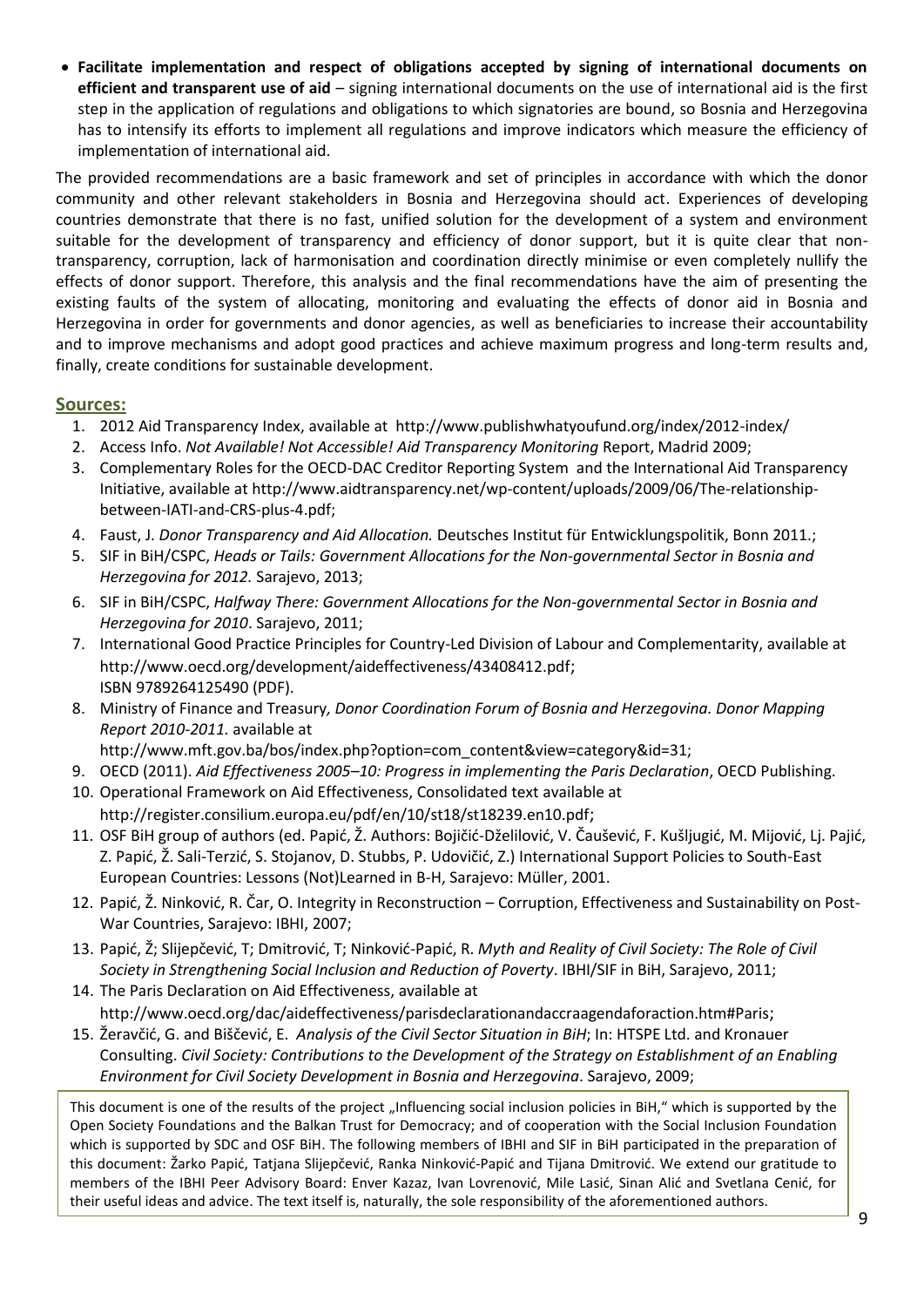- **Facilitate implementation and respect of obligations accepted by signing of international documents on efficient and transparent use of aid** – signing international documents on the use of international aid is the first step in the application of regulations and obligations to which signatories are bound, so Bosnia and Herzegovina has to intensify its efforts to implement all regulations and improve indicators which measure the efficiency of implementation of international aid.

The provided recommendations are a basic framework and set of principles in accordance with which the donor community and other relevant stakeholders in Bosnia and Herzegovina should act. Experiences of developing countries demonstrate that there is no fast, unified solution for the development of a system and environment suitable for the development of transparency and efficiency of donor support, but it is quite clear that non-transparency, corruption, lack of harmonisation and coordination directly minimise or even completely nullify the effects of donor support. Therefore, this analysis and the final recommendations have the aim of presenting the existing faults of the system of allocating, monitoring and evaluating the effects of donor aid in Bosnia and Herzegovina in order for governments and donor agencies, as well as beneficiaries to increase their accountability and to improve mechanisms and adopt good practices and achieve maximum progress and long-term results and, finally, create conditions for sustainable development.

## Sources:

1. 2012 Aid Transparency Index, available at http://www.publishwhatyoufund.org/index/2012-index/
2. Access Info. *Not Available! Not Accessible! Aid Transparency Monitoring* Report, Madrid 2009;
3. Complementary Roles for the OECD-DAC Creditor Reporting System and the International Aid Transparency Initiative, available at http://www.aidtransparency.net/wp-content/uploads/2009/06/The-relationship-between-IATI-and-CRS-plus-4.pdf;
4. Faust, J. *Donor Transparency and Aid Allocation.* Deutsches Institut für Entwicklungspolitik, Bonn 2011.;
5. SIF in BiH/CSPC, *Heads or Tails: Government Allocations for the Non-governmental Sector in Bosnia and Herzegovina for 2012.* Sarajevo, 2013;
6. SIF in BiH/CSPC, *Halfway There: Government Allocations for the Non-governmental Sector in Bosnia and Herzegovina for 2010*. Sarajevo, 2011;
7. International Good Practice Principles for Country-Led Division of Labour and Complementarity, available at http://www.oecd.org/development/aideffectiveness/43408412.pdf; ISBN 9789264125490 (PDF).
8. Ministry of Finance and Treasury*, Donor Coordination Forum of Bosnia and Herzegovina. Donor Mapping Report 2010-2011.* available at http://www.mft.gov.ba/bos/index.php?option=com_content&view=category&id=31;
9. OECD (2011). *Aid Effectiveness 2005–10: Progress in implementing the Paris Declaration*, OECD Publishing.
10. Operational Framework on Aid Effectiveness, Consolidated text available at http://register.consilium.europa.eu/pdf/en/10/st18/st18239.en10.pdf;
11. OSF BiH group of authors (ed. Papić, Ž. Authors: Bojičić-Dželilović, V. Čaušević, F. Kušljugić, M. Mijović, Lj. Pajić, Z. Papić, Ž. Sali-Terzić, S. Stojanov, D. Stubbs, P. Udovičić, Z.) International Support Policies to South-East European Countries: Lessons (Not)Learned in B-H, Sarajevo: Müller, 2001.
12. Papić, Ž. Ninković, R. Čar, O. Integrity in Reconstruction – Corruption, Effectiveness and Sustainability on Post-War Countries, Sarajevo: IBHI, 2007;
13. Papić, Ž; Slijepčević, T; Dmitrović, T; Ninković-Papić, R. *Myth and Reality of Civil Society: The Role of Civil Society in Strengthening Social Inclusion and Reduction of Poverty*. IBHI/SIF in BiH, Sarajevo, 2011;
14. The Paris Declaration on Aid Effectiveness, available at http://www.oecd.org/dac/aideffectiveness/parisdeclarationandaccraagendaforaction.htm#Paris;
15. Žeravčić, G. and Biščević, E. *Analysis of the Civil Sector Situation in BiH*; In: HTSPE Ltd. and Kronauer Consulting. *Civil Society: Contributions to the Development of the Strategy on Establishment of an Enabling Environment for Civil Society Development in Bosnia and Herzegovina*. Sarajevo, 2009;

This document is one of the results of the project „Influencing social inclusion policies in BiH," which is supported by the Open Society Foundations and the Balkan Trust for Democracy; and of cooperation with the Social Inclusion Foundation which is supported by SDC and OSF BiH. The following members of IBHI and SIF in BiH participated in the preparation of this document: Žarko Papić, Tatjana Slijepčević, Ranka Ninković-Papić and Tijana Dmitrović. We extend our gratitude to members of the IBHI Peer Advisory Board: Enver Kazaz, Ivan Lovrenović, Mile Lasić, Sinan Alić and Svetlana Cenić, for their useful ideas and advice. The text itself is, naturally, the sole responsibility of the aforementioned authors.